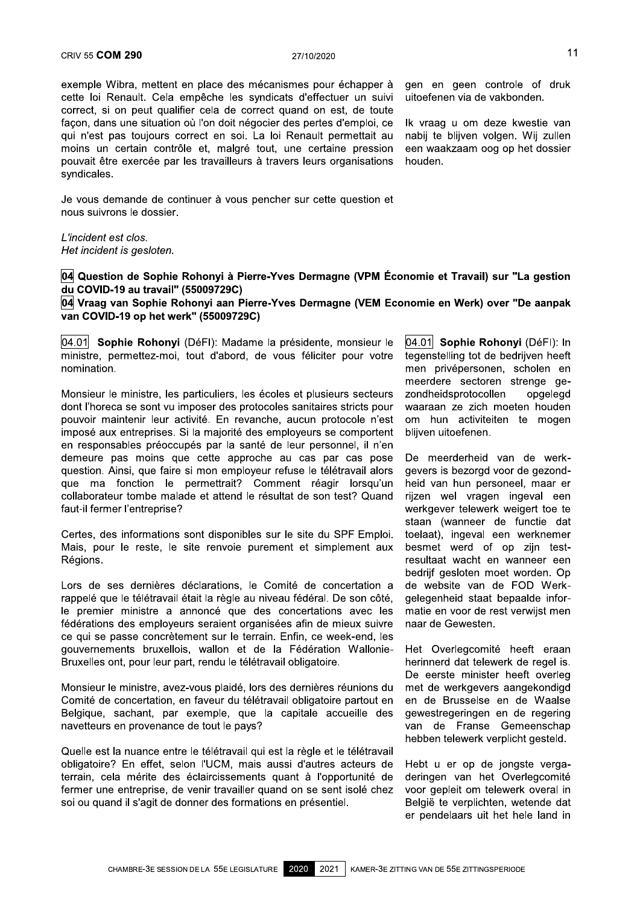exemple Wibra, mettent en place des mécanismes pour échapper à cette loi Renault. Cela empêche les syndicats d'effectuer un suivi correct, si on peut qualifier cela de correct quand on est, de toute façon, dans une situation où l'on doit négocier des pertes d'emploi, ce qui n'est pas toujours correct en soi. La loi Renault permettait au moins un certain contrôle et, malgré tout, une certaine pression pouvait être exercée par les travailleurs à travers leurs organisations syndicales.

Je vous demande de continuer à vous pencher sur cette question et nous suivrons le dossier.

gen en geen controle of druk uitoefenen via de vakbonden.

Ik vraag u om deze kwestie van nabij te blijven volgen. Wij zullen een waakzaam oog op het dossier houden.

*L'incident est clos.*
*Het incident is gesloten.*

### 04 Question de Sophie Rohonyi à Pierre-Yves Dermagne (VPM Économie et Travail) sur "La gestion du COVID-19 au travail" (55009729C)

### 04 Vraag van Sophie Rohonyi aan Pierre-Yves Dermagne (VEM Economie en Werk) over "De aanpak van COVID-19 op het werk" (55009729C)

04.01 **Sophie Rohonyi** (DéFI): Madame la présidente, monsieur le ministre, permettez-moi, tout d'abord, de vous féliciter pour votre nomination.

Monsieur le ministre, les particuliers, les écoles et plusieurs secteurs dont l'horeca se sont vu imposer des protocoles sanitaires stricts pour pouvoir maintenir leur activité. En revanche, aucun protocole n'est imposé aux entreprises. Si la majorité des employeurs se comportent en responsables préoccupés par la santé de leur personnel, il n'en demeure pas moins que cette approche au cas par cas pose question. Ainsi, que faire si mon employeur refuse le télétravail alors que ma fonction le permettrait? Comment réagir lorsqu'un collaborateur tombe malade et attend le résultat de son test? Quand faut-il fermer l'entreprise?

Certes, des informations sont disponibles sur le site du SPF Emploi. Mais, pour le reste, le site renvoie purement et simplement aux Régions.

Lors de ses dernières déclarations, le Comité de concertation a rappelé que le télétravail était la règle au niveau fédéral. De son côté, le premier ministre a annoncé que des concertations avec les fédérations des employeurs seraient organisées afin de mieux suivre ce qui se passe concrètement sur le terrain. Enfin, ce week-end, les gouvernements bruxellois, wallon et de la Fédération Wallonie-Bruxelles ont, pour leur part, rendu le télétravail obligatoire.

Monsieur le ministre, avez-vous plaidé, lors des dernières réunions du Comité de concertation, en faveur du télétravail obligatoire partout en Belgique, sachant, par exemple, que la capitale accueille des navetteurs en provenance de tout le pays?

Quelle est la nuance entre le télétravail qui est la règle et le télétravail obligatoire? En effet, selon l'UCM, mais aussi d'autres acteurs de terrain, cela mérite des éclaircissements quant à l'opportunité de fermer une entreprise, de venir travailler quand on se sent isolé chez soi ou quand il s'agit de donner des formations en présentiel.

04.01 **Sophie Rohonyi** (DéFI): In tegenstelling tot de bedrijven heeft men privépersonen, scholen en meerdere sectoren strenge gezondheidsprotocollen opgelegd waaraan ze zich moeten houden om hun activiteiten te mogen blijven uitoefenen.

De meerderheid van de werkgevers is bezorgd voor de gezondheid van hun personeel, maar er rijzen wel vragen ingeval een werkgever telewerk weigert toe te staan (wanneer de functie dat toelaat), ingeval een werknemer besmet werd of op zijn testresultaat wacht en wanneer een bedrijf gesloten moet worden. Op de website van de FOD Werkgelegenheid staat bepaalde informatie en voor de rest verwijst men naar de Gewesten.

Het Overlegcomité heeft eraan herinnerd dat telewerk de regel is. De eerste minister heeft overleg met de werkgevers aangekondigd en de Brusselse en de Waalse gewestregeringen en de regering van de Franse Gemeenschap hebben telewerk verplicht gesteld.

Hebt u er op de jongste vergaderingen van het Overlegcomité voor gepleit om telewerk overal in België te verplichten, wetende dat er pendelaars uit het hele land in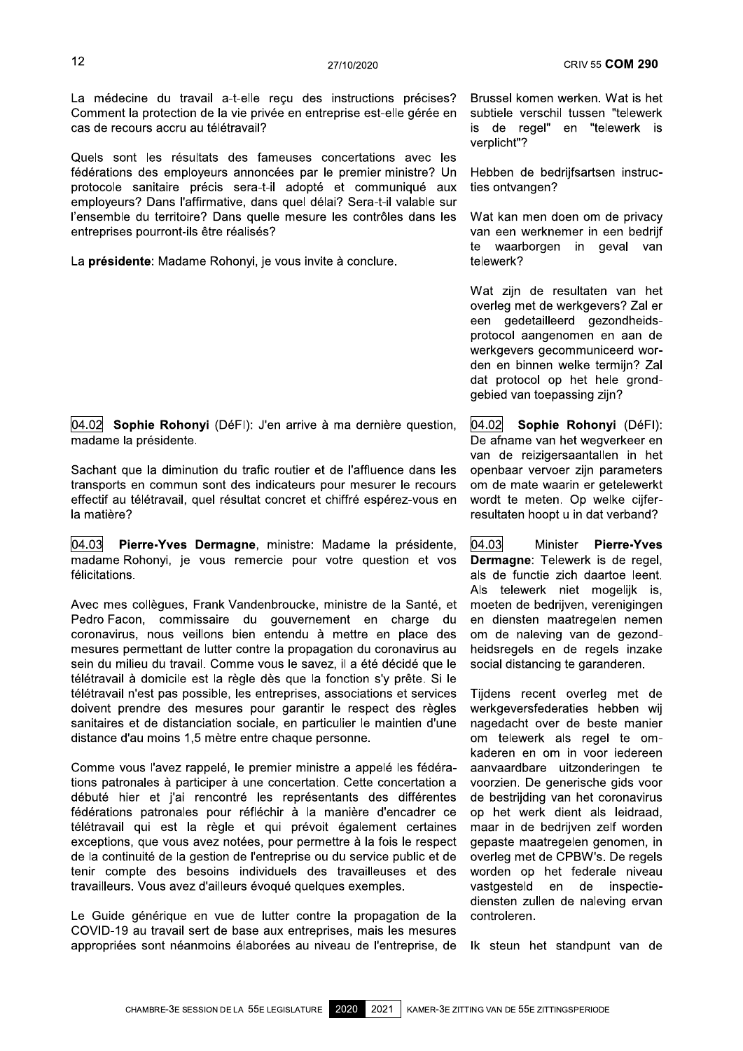La médecine du travail a-t-elle reçu des instructions précises? Comment la protection de la vie privée en entreprise est-elle gérée en cas de recours accru au télétravail?

Quels sont les résultats des fameuses concertations avec les fédérations des employeurs annoncées par le premier ministre? Un protocole sanitaire précis sera-t-il adopté et communiqué aux employeurs? Dans l'affirmative, dans quel délai? Sera-t-il valable sur l'ensemble du territoire? Dans quelle mesure les contrôles dans les entreprises pourront-ils être réalisés?

La **présidente**: Madame Rohonyi, je vous invite à conclure.

Brussel komen werken. Wat is het subtiele verschil tussen "telewerk is de regel" en "telewerk is verplicht"?

Hebben de bedrijfsartsen instructies ontvangen?

Wat kan men doen om de privacy van een werknemer in een bedrijf te waarborgen in geval van telewerk?

Wat zijn de resultaten van het overleg met de werkgevers? Zal er een gedetailleerd gezondheidsprotocol aangenomen en aan de werkgevers gecommuniceerd worden en binnen welke termijn? Zal dat protocol op het hele grondgebied van toepassing zijn?

04.02 **Sophie Rohonyi** (DéFI): J'en arrive à ma dernière question, madame la présidente.

Sachant que la diminution du trafic routier et de l'affluence dans les transports en commun sont des indicateurs pour mesurer le recours effectif au télétravail, quel résultat concret et chiffré espérez-vous en la matière?

04.02 **Sophie Rohonyi** (DéFI): De afname van het wegverkeer en van de reizigersaantallen in het openbaar vervoer zijn parameters om de mate waarin er getelewerkt wordt te meten. Op welke cijferresultaten hoopt u in dat verband?

04.03 **Pierre-Yves Dermagne**, ministre: Madame la présidente, madame Rohonyi, je vous remercie pour votre question et vos félicitations.

Avec mes collègues, Frank Vandenbroucke, ministre de la Santé, et Pedro Facon, commissaire du gouvernement en charge du coronavirus, nous veillons bien entendu à mettre en place des mesures permettant de lutter contre la propagation du coronavirus au sein du milieu du travail. Comme vous le savez, il a été décidé que le télétravail à domicile est la règle dès que la fonction s'y prête. Si le télétravail n'est pas possible, les entreprises, associations et services doivent prendre des mesures pour garantir le respect des règles sanitaires et de distanciation sociale, en particulier le maintien d'une distance d'au moins 1,5 mètre entre chaque personne.

Comme vous l'avez rappelé, le premier ministre a appelé les fédérations patronales à participer à une concertation. Cette concertation a débuté hier et j'ai rencontré les représentants des différentes fédérations patronales pour réfléchir à la manière d'encadrer ce télétravail qui est la règle et qui prévoit également certaines exceptions, que vous avez notées, pour permettre à la fois le respect de la continuité de la gestion de l'entreprise ou du service public et de tenir compte des besoins individuels des travailleuses et des travailleurs. Vous avez d'ailleurs évoqué quelques exemples.

Le Guide générique en vue de lutter contre la propagation de la COVID-19 au travail sert de base aux entreprises, mais les mesures appropriées sont néanmoins élaborées au niveau de l'entreprise, de

04.03 Minister **Pierre-Yves Dermagne**: Telewerk is de regel, als de functie zich daartoe leent. Als telewerk niet mogelijk is, moeten de bedrijven, verenigingen en diensten maatregelen nemen om de naleving van de gezondheidsregels en de regels inzake social distancing te garanderen.

Tijdens recent overleg met de werkgeversfederaties hebben wij nagedacht over de beste manier om telewerk als regel te omkaderen en om in voor iedereen aanvaardbare uitzonderingen te voorzien. De generische gids voor de bestrijding van het coronavirus op het werk dient als leidraad, maar in de bedrijven zelf worden gepaste maatregelen genomen, in overleg met de CPBW's. De regels worden op het federale niveau vastgesteld en de inspectiediensten zullen de naleving ervan controleren.

Ik steun het standpunt van de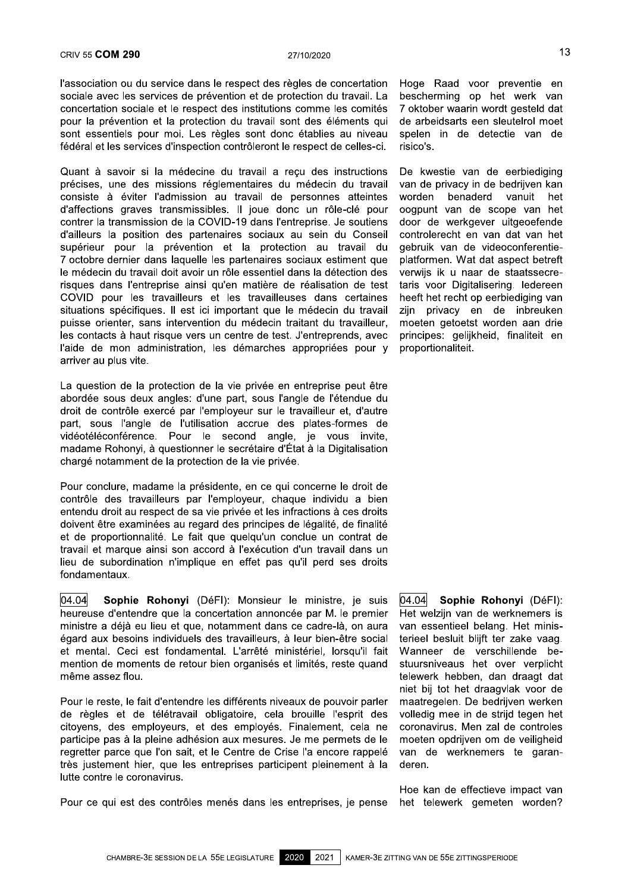l'association ou du service dans le respect des règles de concertation sociale avec les services de prévention et de protection du travail. La concertation sociale et le respect des institutions comme les comités pour la prévention et la protection du travail sont des éléments qui sont essentiels pour moi. Les règles sont donc établies au niveau fédéral et les services d'inspection contrôleront le respect de celles-ci.

Quant à savoir si la médecine du travail a reçu des instructions précises, une des missions réglementaires du médecin du travail consiste à éviter l'admission au travail de personnes atteintes d'affections graves transmissibles. Il joue donc un rôle-clé pour contrer la transmission de la COVID-19 dans l'entreprise. Je soutiens d'ailleurs la position des partenaires sociaux au sein du Conseil supérieur pour la prévention et la protection au travail du 7 octobre dernier dans laquelle les partenaires sociaux estiment que le médecin du travail doit avoir un rôle essentiel dans la détection des risques dans l'entreprise ainsi qu'en matière de réalisation de test COVID pour les travailleurs et les travailleuses dans certaines situations spécifiques. Il est ici important que le médecin du travail puisse orienter, sans intervention du médecin traitant du travailleur, les contacts à haut risque vers un centre de test. J'entreprends, avec l'aide de mon administration, les démarches appropriées pour y arriver au plus vite.

La question de la protection de la vie privée en entreprise peut être abordée sous deux angles: d'une part, sous l'angle de l'étendue du droit de contrôle exercé par l'employeur sur le travailleur et, d'autre part, sous l'angle de l'utilisation accrue des plates-formes de vidéotéléconférence. Pour le second angle, je vous invite, madame Rohonyi, à questionner le secrétaire d'État à la Digitalisation chargé notamment de la protection de la vie privée.

Pour conclure, madame la présidente, en ce qui concerne le droit de contrôle des travailleurs par l'employeur, chaque individu a bien entendu droit au respect de sa vie privée et les infractions à ces droits doivent être examinées au regard des principes de légalité, de finalité et de proportionnalité. Le fait que quelqu'un conclue un contrat de travail et marque ainsi son accord à l'exécution d'un travail dans un lieu de subordination n'implique en effet pas qu'il perd ses droits fondamentaux.

Hoge Raad voor preventie en bescherming op het werk van 7 oktober waarin wordt gesteld dat de arbeidsarts een sleutelrol moet spelen in de detectie van de risico's.

De kwestie van de eerbiediging van de privacy in de bedrijven kan worden benaderd vanuit het oogpunt van de scope van het door de werkgever uitgeoefende controlerecht en van dat van het gebruik van de videoconferentieplatformen. Wat dat aspect betreft verwijs ik u naar de staatssecretaris voor Digitalisering. Iedereen heeft het recht op eerbiediging van zijn privacy en de inbreuken moeten getoetst worden aan drie principes: gelijkheid, finaliteit en proportionaliteit.

04.04 **Sophie Rohonyi** (DéFI): Monsieur le ministre, je suis heureuse d'entendre que la concertation annoncée par M. le premier ministre a déjà eu lieu et que, notamment dans ce cadre-là, on aura égard aux besoins individuels des travailleurs, à leur bien-être social et mental. Ceci est fondamental. L'arrêté ministériel, lorsqu'il fait mention de moments de retour bien organisés et limités, reste quand même assez flou.

Pour le reste, le fait d'entendre les différents niveaux de pouvoir parler de règles et de télétravail obligatoire, cela brouille l'esprit des citoyens, des employeurs, et des employés. Finalement, cela ne participe pas à la pleine adhésion aux mesures. Je me permets de le regretter parce que l'on sait, et le Centre de Crise l'a encore rappelé très justement hier, que les entreprises participent pleinement à la lutte contre le coronavirus.

Pour ce qui est des contrôles menés dans les entreprises, je pense

04.04 **Sophie Rohonyi** (DéFI): Het welzijn van de werknemers is van essentieel belang. Het ministerieel besluit blijft ter zake vaag. Wanneer de verschillende bestuursniveaus het over verplicht telewerk hebben, dan draagt dat niet bij tot het draagvlak voor de maatregelen. De bedrijven werken volledig mee in de strijd tegen het coronavirus. Men zal de controles moeten opdrijven om de veiligheid van de werknemers te garanderen.

Hoe kan de effectieve impact van het telewerk gemeten worden?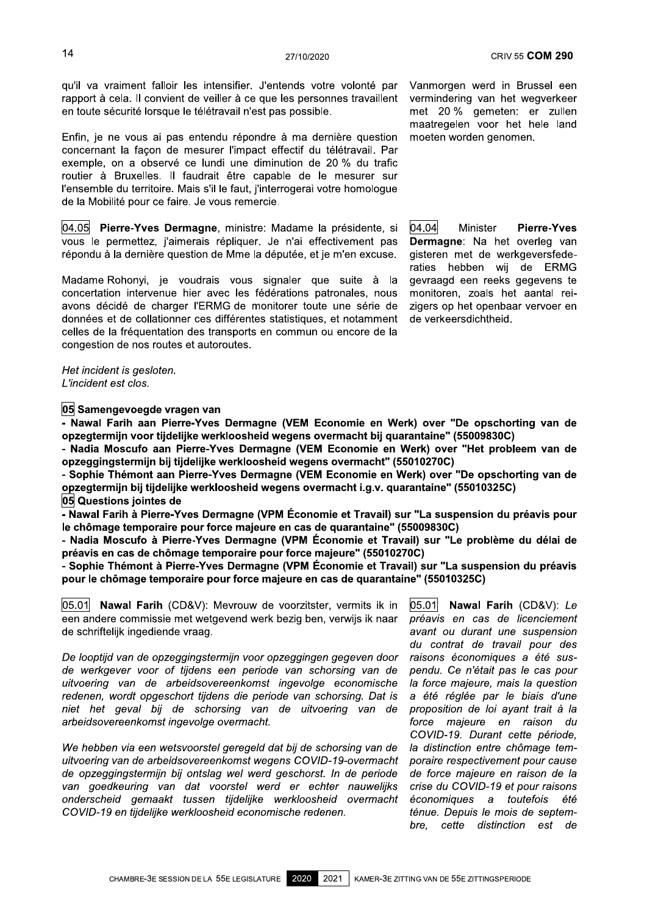qu'il va vraiment falloir les intensifier. J'entends votre volonté par rapport à cela. Il convient de veiller à ce que les personnes travaillent en toute sécurité lorsque le télétravail n'est pas possible.

Enfin, je ne vous ai pas entendu répondre à ma dernière question concernant la façon de mesurer l'impact effectif du télétravail. Par exemple, on a observé ce lundi une diminution de 20 % du trafic routier à Bruxelles. Il faudrait être capable de le mesurer sur l'ensemble du territoire. Mais s'il le faut, j'interrogerai votre homologue de la Mobilité pour ce faire. Je vous remercie.

Vanmorgen werd in Brussel een vermindering van het wegverkeer met 20 % gemeten: er zullen maatregelen voor het hele land moeten worden genomen.

04.05 **Pierre-Yves Dermagne**, ministre: Madame la présidente, si vous le permettez, j'aimerais répliquer. Je n'ai effectivement pas répondu à la dernière question de Mme la députée, et je m'en excuse.

Madame Rohonyi, je voudrais vous signaler que suite à la concertation intervenue hier avec les fédérations patronales, nous avons décidé de charger l'ERMG de monitorer toute une série de données et de collationner ces différentes statistiques, et notamment celles de la fréquentation des transports en commun ou encore de la congestion de nos routes et autoroutes.

04.04 Minister **Pierre-Yves Dermagne**: Na het overleg van gisteren met de werkgeversfederaties hebben wij de ERMG gevraagd een reeks gegevens te monitoren, zoals het aantal reizigers op het openbaar vervoer en de verkeersdichtheid.

*Het incident is gesloten.*
*L'incident est clos.*

## 05 Samengevoegde vragen van

**- Nawal Farih aan Pierre-Yves Dermagne (VEM Economie en Werk) over "De opschorting van de opzegtermijn voor tijdelijke werkloosheid wegens overmacht bij quarantaine" (55009830C)**
**- Nadia Moscufo aan Pierre-Yves Dermagne (VEM Economie en Werk) over "Het probleem van de opzeggingstermijn bij tijdelijke werkloosheid wegens overmacht" (55010270C)**
**- Sophie Thémont aan Pierre-Yves Dermagne (VEM Economie en Werk) over "De opschorting van de opzegtermijn bij tijdelijke werkloosheid wegens overmacht i.g.v. quarantaine" (55010325C)**

## 05 Questions jointes de

**- Nawal Farih à Pierre-Yves Dermagne (VPM Économie et Travail) sur "La suspension du préavis pour le chômage temporaire pour force majeure en cas de quarantaine" (55009830C)**
**- Nadia Moscufo à Pierre-Yves Dermagne (VPM Économie et Travail) sur "Le problème du délai de préavis en cas de chômage temporaire pour force majeure" (55010270C)**
**- Sophie Thémont à Pierre-Yves Dermagne (VPM Économie et Travail) sur "La suspension du préavis pour le chômage temporaire pour force majeure en cas de quarantaine" (55010325C)**

05.01 **Nawal Farih** (CD&V): Mevrouw de voorzitster, vermits ik in een andere commissie met wetgevend werk bezig ben, verwijs ik naar de schriftelijk ingediende vraag.

*De looptijd van de opzeggingstermijn voor opzeggingen gegeven door de werkgever voor of tijdens een periode van schorsing van de uitvoering van de arbeidsovereenkomst ingevolge economische redenen, wordt opgeschort tijdens die periode van schorsing. Dat is niet het geval bij de schorsing van de uitvoering van de arbeidsovereenkomst ingevolge overmacht.*

*We hebben via een wetsvoorstel geregeld dat bij de schorsing van de uitvoering van de arbeidsovereenkomst wegens COVID-19-overmacht de opzeggingstermijn bij ontslag wel werd geschorst. In de periode van goedkeuring van dat voorstel werd er echter nauwelijks onderscheid gemaakt tussen tijdelijke werkloosheid overmacht COVID-19 en tijdelijke werkloosheid economische redenen.*

05.01 **Nawal Farih** (CD&V): *Le préavis en cas de licenciement avant ou durant une suspension du contrat de travail pour des raisons économiques a été suspendu. Ce n'était pas le cas pour la force majeure, mais la question a été réglée par le biais d'une proposition de loi ayant trait à la force majeure en raison du COVID-19. Durant cette période, la distinction entre chômage temporaire respectivement pour cause de force majeure en raison de la crise du COVID-19 et pour raisons économiques a toutefois été ténue. Depuis le mois de septembre, cette distinction est de*